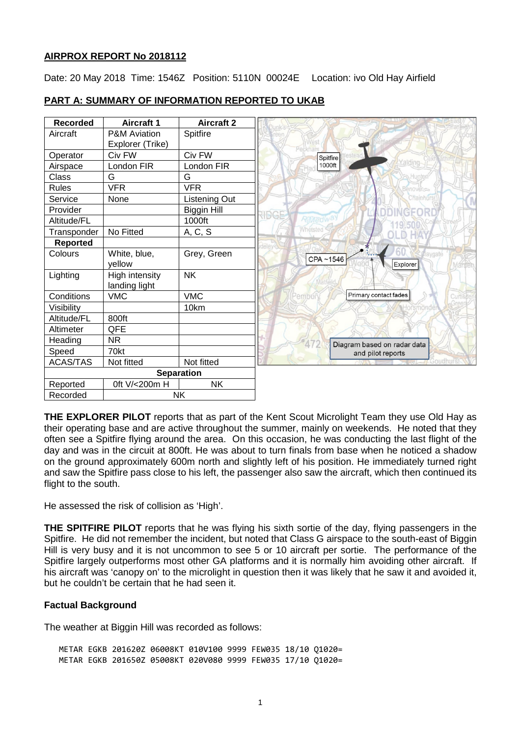## AIRPROX REPORT No 2018112

Date: 20 May 2018 Time: 1546Z Position: 5110N 00024E Location: ivo Old Hay Airfield

## PART A: SUMMARY OF INFORMATION REPORTED TO UKAB

| Recorded | Aircraft 1 | Aircraft 2 |
|---|---|---|
| Aircraft | P&M Aviation Explorer (Trike) | Spitfire |
| Operator | Civ FW | Civ FW |
| Airspace | London FIR | London FIR |
| Class | G | G |
| Rules | VFR | VFR |
| Service | None | Listening Out |
| Provider | | Biggin Hill |
| Altitude/FL | | 1000ft |
| Transponder | No Fitted | A, C, S |
| **Reported** | | |
| Colours | White, blue, yellow | Grey, Green |
| Lighting | High intensity landing light | NK |
| Conditions | VMC | VMC |
| Visibility | | 10km |
| Altitude/FL | 800ft | |
| Altimeter | QFE | |
| Heading | NR | |
| Speed | 70kt | |
| ACAS/TAS | Not fitted | Not fitted |
| **Separation** | | |
| Reported | 0ft V/<200m H | NK |
| Recorded | NK | |

Diagram based on radar data and pilot reports

**THE EXPLORER PILOT** reports that as part of the Kent Scout Microlight Team they use Old Hay as their operating base and are active throughout the summer, mainly on weekends. He noted that they often see a Spitfire flying around the area. On this occasion, he was conducting the last flight of the day and was in the circuit at 800ft. He was about to turn finals from base when he noticed a shadow on the ground approximately 600m north and slightly left of his position. He immediately turned right and saw the Spitfire pass close to his left, the passenger also saw the aircraft, which then continued its flight to the south.

He assessed the risk of collision as 'High'.

**THE SPITFIRE PILOT** reports that he was flying his sixth sortie of the day, flying passengers in the Spitfire. He did not remember the incident, but noted that Class G airspace to the south-east of Biggin Hill is very busy and it is not uncommon to see 5 or 10 aircraft per sortie. The performance of the Spitfire largely outperforms most other GA platforms and it is normally him avoiding other aircraft. If his aircraft was 'canopy on' to the microlight in question then it was likely that he saw it and avoided it, but he couldn't be certain that he had seen it.

### Factual Background

The weather at Biggin Hill was recorded as follows:

```
METAR EGKB 201620Z 06008KT 010V100 9999 FEW035 18/10 Q1020=
METAR EGKB 201650Z 05008KT 020V080 9999 FEW035 17/10 Q1020=
```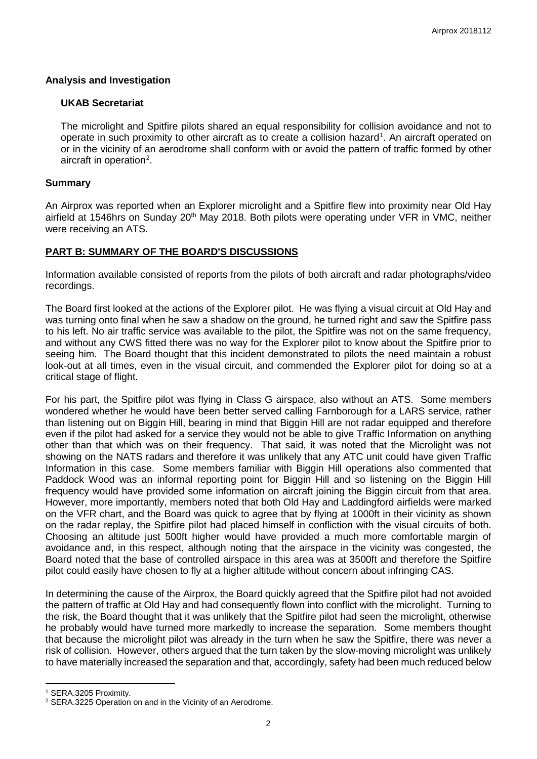### Analysis and Investigation

#### UKAB Secretariat

The microlight and Spitfire pilots shared an equal responsibility for collision avoidance and not to operate in such proximity to other aircraft as to create a collision hazard[1]. An aircraft operated on or in the vicinity of an aerodrome shall conform with or avoid the pattern of traffic formed by other aircraft in operation[2].

### Summary

An Airprox was reported when an Explorer microlight and a Spitfire flew into proximity near Old Hay airfield at 1546hrs on Sunday 20th May 2018. Both pilots were operating under VFR in VMC, neither were receiving an ATS.

## PART B: SUMMARY OF THE BOARD'S DISCUSSIONS

Information available consisted of reports from the pilots of both aircraft and radar photographs/video recordings.

The Board first looked at the actions of the Explorer pilot. He was flying a visual circuit at Old Hay and was turning onto final when he saw a shadow on the ground, he turned right and saw the Spitfire pass to his left. No air traffic service was available to the pilot, the Spitfire was not on the same frequency, and without any CWS fitted there was no way for the Explorer pilot to know about the Spitfire prior to seeing him. The Board thought that this incident demonstrated to pilots the need maintain a robust look-out at all times, even in the visual circuit, and commended the Explorer pilot for doing so at a critical stage of flight.

For his part, the Spitfire pilot was flying in Class G airspace, also without an ATS. Some members wondered whether he would have been better served calling Farnborough for a LARS service, rather than listening out on Biggin Hill, bearing in mind that Biggin Hill are not radar equipped and therefore even if the pilot had asked for a service they would not be able to give Traffic Information on anything other than that which was on their frequency. That said, it was noted that the Microlight was not showing on the NATS radars and therefore it was unlikely that any ATC unit could have given Traffic Information in this case. Some members familiar with Biggin Hill operations also commented that Paddock Wood was an informal reporting point for Biggin Hill and so listening on the Biggin Hill frequency would have provided some information on aircraft joining the Biggin circuit from that area. However, more importantly, members noted that both Old Hay and Laddingford airfields were marked on the VFR chart, and the Board was quick to agree that by flying at 1000ft in their vicinity as shown on the radar replay, the Spitfire pilot had placed himself in confliction with the visual circuits of both. Choosing an altitude just 500ft higher would have provided a much more comfortable margin of avoidance and, in this respect, although noting that the airspace in the vicinity was congested, the Board noted that the base of controlled airspace in this area was at 3500ft and therefore the Spitfire pilot could easily have chosen to fly at a higher altitude without concern about infringing CAS.

In determining the cause of the Airprox, the Board quickly agreed that the Spitfire pilot had not avoided the pattern of traffic at Old Hay and had consequently flown into conflict with the microlight. Turning to the risk, the Board thought that it was unlikely that the Spitfire pilot had seen the microlight, otherwise he probably would have turned more markedly to increase the separation. Some members thought that because the microlight pilot was already in the turn when he saw the Spitfire, there was never a risk of collision. However, others argued that the turn taken by the slow-moving microlight was unlikely to have materially increased the separation and that, accordingly, safety had been much reduced below

---

[1] SERA.3205 Proximity.

[2] SERA.3225 Operation on and in the Vicinity of an Aerodrome.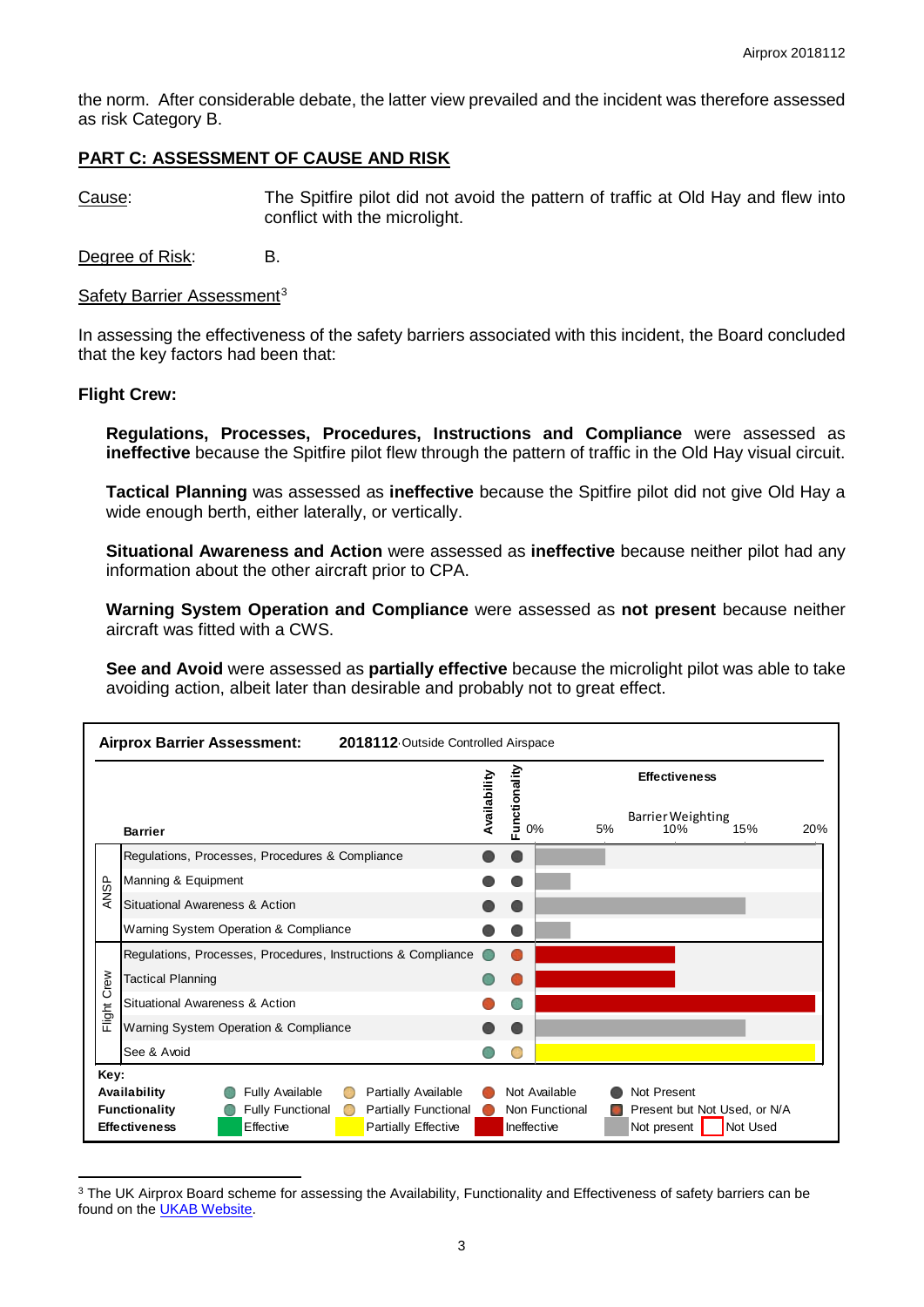the norm. After considerable debate, the latter view prevailed and the incident was therefore assessed as risk Category B.

## PART C: ASSESSMENT OF CAUSE AND RISK

Cause: The Spitfire pilot did not avoid the pattern of traffic at Old Hay and flew into conflict with the microlight.

Degree of Risk: B.

Safety Barrier Assessment[3]

In assessing the effectiveness of the safety barriers associated with this incident, the Board concluded that the key factors had been that:

**Flight Crew:**

**Regulations, Processes, Procedures, Instructions and Compliance** were assessed as **ineffective** because the Spitfire pilot flew through the pattern of traffic in the Old Hay visual circuit.

**Tactical Planning** was assessed as **ineffective** because the Spitfire pilot did not give Old Hay a wide enough berth, either laterally, or vertically.

**Situational Awareness and Action** were assessed as **ineffective** because neither pilot had any information about the other aircraft prior to CPA.

**Warning System Operation and Compliance** were assessed as **not present** because neither aircraft was fitted with a CWS.

**See and Avoid** were assessed as **partially effective** because the microlight pilot was able to take avoiding action, albeit later than desirable and probably not to great effect.

**Airprox Barrier Assessment:** **2018112** Outside Controlled Airspace

Barrier
Availability
Functionality
Effectiveness
Barrier Weighting
0%
5%
10%
15%
20%

ANSP
Regulations, Processes, Procedures & Compliance
Manning & Equipment
Situational Awareness & Action
Warning System Operation & Compliance

Flight Crew
Regulations, Processes, Procedures, Instructions & Compliance
Tactical Planning
Situational Awareness & Action
Warning System Operation & Compliance
See & Avoid

Key:
Availability: Fully Available, Partially Available, Not Available, Not Present
Functionality: Fully Functional, Partially Functional, Non Functional, Present but Not Used, or N/A
Effectiveness: Effective, Partially Effective, Ineffective, Not present, Not Used

[3] The UK Airprox Board scheme for assessing the Availability, Functionality and Effectiveness of safety barriers can be found on the UKAB Website.